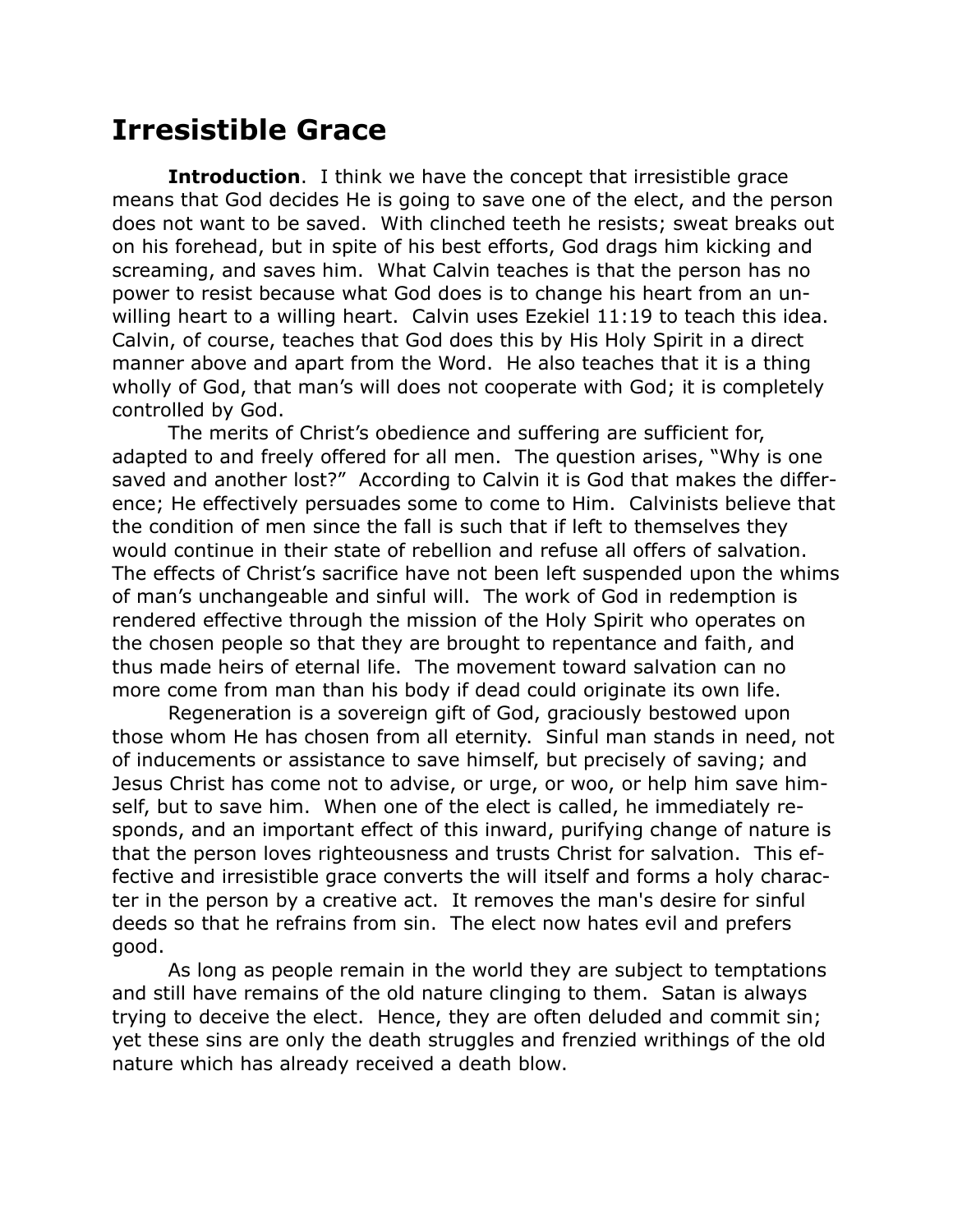# Irresistible Grace

**Introduction**. I think we have the concept that irresistible grace means that God decides He is going to save one of the elect, and the person does not want to be saved. With clinched teeth he resists; sweat breaks out on his forehead, but in spite of his best efforts, God drags him kicking and screaming, and saves him. What Calvin teaches is that the person has no power to resist because what God does is to change his heart from an unwilling heart to a willing heart. Calvin uses Ezekiel 11:19 to teach this idea. Calvin, of course, teaches that God does this by His Holy Spirit in a direct manner above and apart from the Word. He also teaches that it is a thing wholly of God, that man's will does not cooperate with God; it is completely controlled by God.

The merits of Christ's obedience and suffering are sufficient for, adapted to and freely offered for all men. The question arises, "Why is one saved and another lost?" According to Calvin it is God that makes the difference; He effectively persuades some to come to Him. Calvinists believe that the condition of men since the fall is such that if left to themselves they would continue in their state of rebellion and refuse all offers of salvation. The effects of Christ's sacrifice have not been left suspended upon the whims of man's unchangeable and sinful will. The work of God in redemption is rendered effective through the mission of the Holy Spirit who operates on the chosen people so that they are brought to repentance and faith, and thus made heirs of eternal life. The movement toward salvation can no more come from man than his body if dead could originate its own life.

Regeneration is a sovereign gift of God, graciously bestowed upon those whom He has chosen from all eternity. Sinful man stands in need, not of inducements or assistance to save himself, but precisely of saving; and Jesus Christ has come not to advise, or urge, or woo, or help him save himself, but to save him. When one of the elect is called, he immediately responds, and an important effect of this inward, purifying change of nature is that the person loves righteousness and trusts Christ for salvation. This effective and irresistible grace converts the will itself and forms a holy character in the person by a creative act. It removes the man's desire for sinful deeds so that he refrains from sin. The elect now hates evil and prefers good.

As long as people remain in the world they are subject to temptations and still have remains of the old nature clinging to them. Satan is always trying to deceive the elect. Hence, they are often deluded and commit sin; yet these sins are only the death struggles and frenzied writhings of the old nature which has already received a death blow.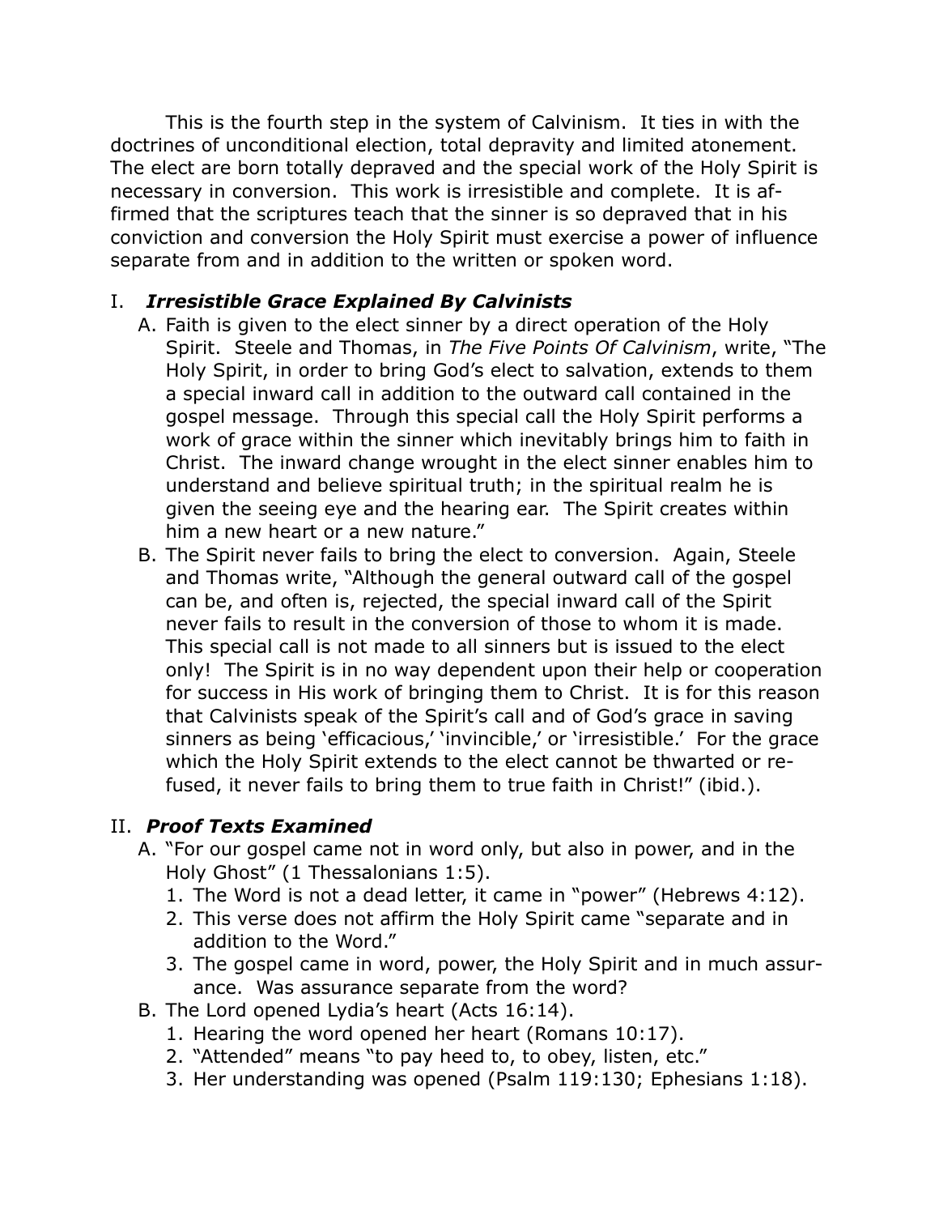This is the fourth step in the system of Calvinism. It ties in with the doctrines of unconditional election, total depravity and limited atonement. The elect are born totally depraved and the special work of the Holy Spirit is necessary in conversion. This work is irresistible and complete. It is affirmed that the scriptures teach that the sinner is so depraved that in his conviction and conversion the Holy Spirit must exercise a power of influence separate from and in addition to the written or spoken word.

## I. *Irresistible Grace Explained By Calvinists*

A. Faith is given to the elect sinner by a direct operation of the Holy Spirit. Steele and Thomas, in *The Five Points Of Calvinism*, write, "The Holy Spirit, in order to bring God's elect to salvation, extends to them a special inward call in addition to the outward call contained in the gospel message. Through this special call the Holy Spirit performs a work of grace within the sinner which inevitably brings him to faith in Christ. The inward change wrought in the elect sinner enables him to understand and believe spiritual truth; in the spiritual realm he is given the seeing eye and the hearing ear. The Spirit creates within him a new heart or a new nature."

B. The Spirit never fails to bring the elect to conversion. Again, Steele and Thomas write, "Although the general outward call of the gospel can be, and often is, rejected, the special inward call of the Spirit never fails to result in the conversion of those to whom it is made. This special call is not made to all sinners but is issued to the elect only! The Spirit is in no way dependent upon their help or cooperation for success in His work of bringing them to Christ. It is for this reason that Calvinists speak of the Spirit's call and of God's grace in saving sinners as being 'efficacious,' 'invincible,' or 'irresistible.' For the grace which the Holy Spirit extends to the elect cannot be thwarted or refused, it never fails to bring them to true faith in Christ!" (ibid.).

## II. *Proof Texts Examined*

A. "For our gospel came not in word only, but also in power, and in the Holy Ghost" (1 Thessalonians 1:5).
   1. The Word is not a dead letter, it came in "power" (Hebrews 4:12).
   2. This verse does not affirm the Holy Spirit came "separate and in addition to the Word."
   3. The gospel came in word, power, the Holy Spirit and in much assurance. Was assurance separate from the word?

B. The Lord opened Lydia's heart (Acts 16:14).
   1. Hearing the word opened her heart (Romans 10:17).
   2. "Attended" means "to pay heed to, to obey, listen, etc."
   3. Her understanding was opened (Psalm 119:130; Ephesians 1:18).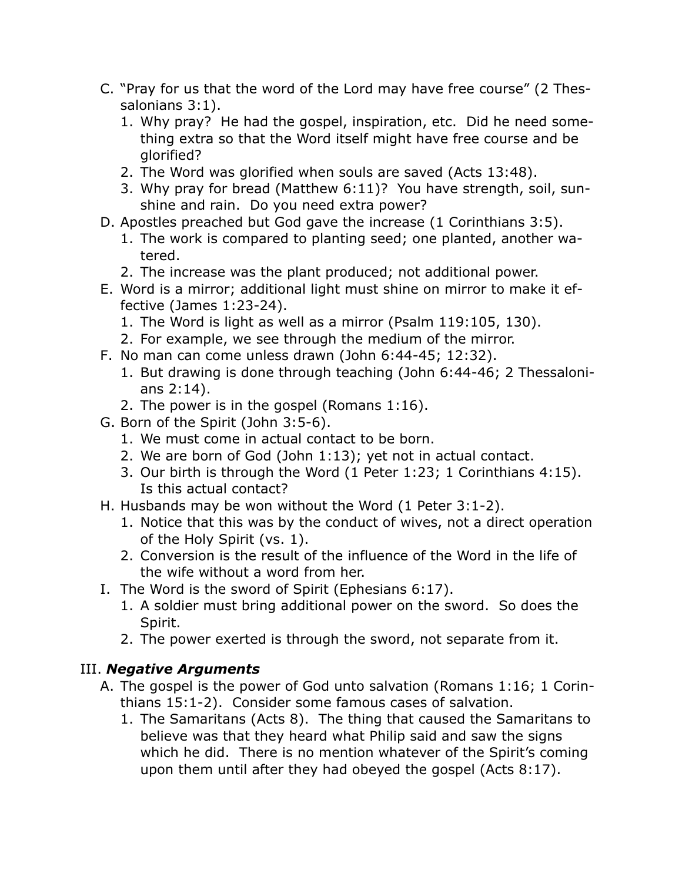C. "Pray for us that the word of the Lord may have free course" (2 Thessalonians 3:1).
   1. Why pray? He had the gospel, inspiration, etc. Did he need something extra so that the Word itself might have free course and be glorified?
   2. The Word was glorified when souls are saved (Acts 13:48).
   3. Why pray for bread (Matthew 6:11)? You have strength, soil, sunshine and rain. Do you need extra power?

D. Apostles preached but God gave the increase (1 Corinthians 3:5).
   1. The work is compared to planting seed; one planted, another watered.
   2. The increase was the plant produced; not additional power.

E. Word is a mirror; additional light must shine on mirror to make it effective (James 1:23-24).
   1. The Word is light as well as a mirror (Psalm 119:105, 130).
   2. For example, we see through the medium of the mirror.

F. No man can come unless drawn (John 6:44-45; 12:32).
   1. But drawing is done through teaching (John 6:44-46; 2 Thessalonians 2:14).
   2. The power is in the gospel (Romans 1:16).

G. Born of the Spirit (John 3:5-6).
   1. We must come in actual contact to be born.
   2. We are born of God (John 1:13); yet not in actual contact.
   3. Our birth is through the Word (1 Peter 1:23; 1 Corinthians 4:15). Is this actual contact?

H. Husbands may be won without the Word (1 Peter 3:1-2).
   1. Notice that this was by the conduct of wives, not a direct operation of the Holy Spirit (vs. 1).
   2. Conversion is the result of the influence of the Word in the life of the wife without a word from her.

I. The Word is the sword of Spirit (Ephesians 6:17).
   1. A soldier must bring additional power on the sword. So does the Spirit.
   2. The power exerted is through the sword, not separate from it.

## III. ***Negative Arguments***

A. The gospel is the power of God unto salvation (Romans 1:16; 1 Corinthians 15:1-2). Consider some famous cases of salvation.
   1. The Samaritans (Acts 8). The thing that caused the Samaritans to believe was that they heard what Philip said and saw the signs which he did. There is no mention whatever of the Spirit's coming upon them until after they had obeyed the gospel (Acts 8:17).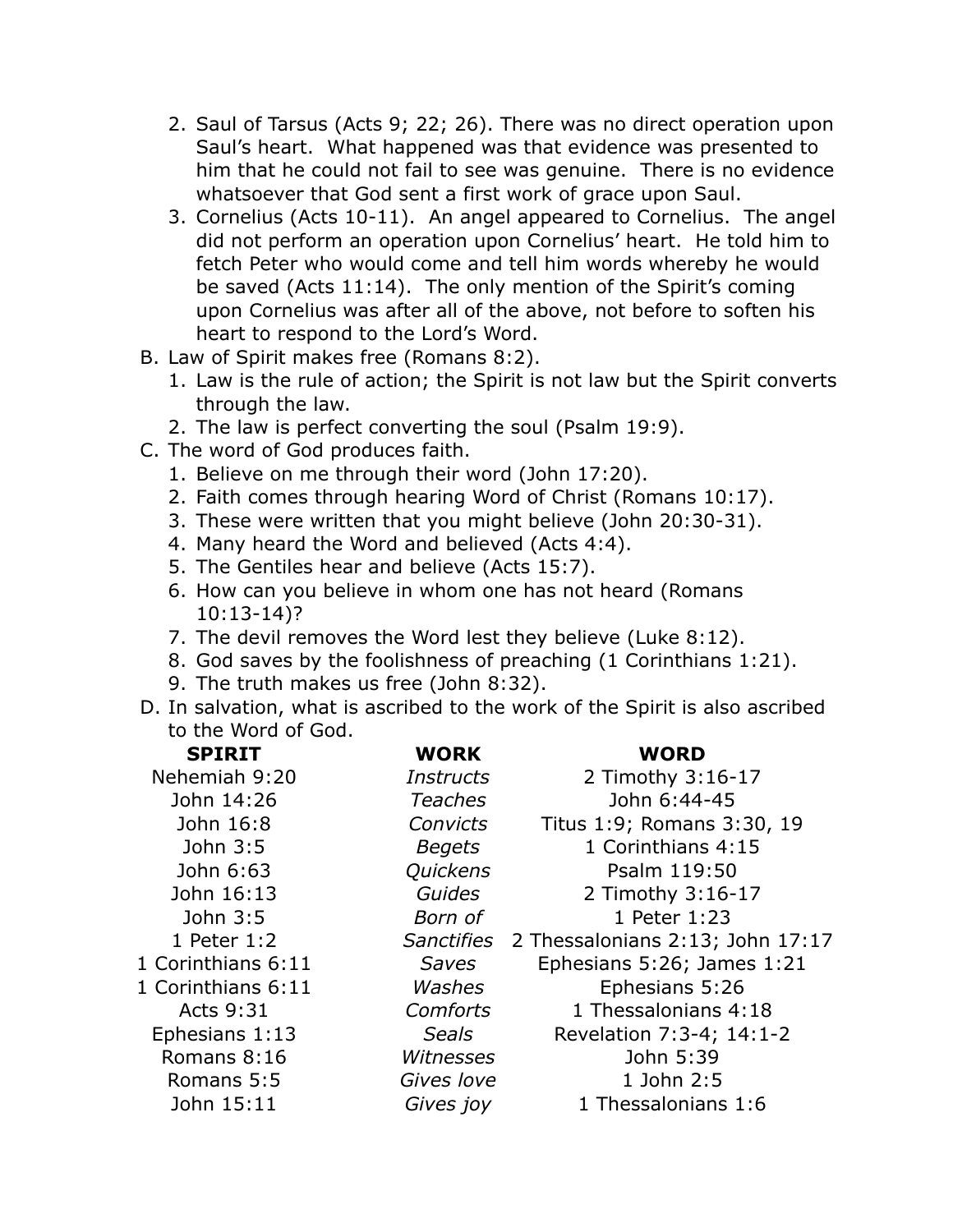2. Saul of Tarsus (Acts 9; 22; 26). There was no direct operation upon Saul's heart. What happened was that evidence was presented to him that he could not fail to see was genuine. There is no evidence whatsoever that God sent a first work of grace upon Saul.
3. Cornelius (Acts 10-11). An angel appeared to Cornelius. The angel did not perform an operation upon Cornelius' heart. He told him to fetch Peter who would come and tell him words whereby he would be saved (Acts 11:14). The only mention of the Spirit's coming upon Cornelius was after all of the above, not before to soften his heart to respond to the Lord's Word.

B. Law of Spirit makes free (Romans 8:2).
   1. Law is the rule of action; the Spirit is not law but the Spirit converts through the law.
   2. The law is perfect converting the soul (Psalm 19:9).

C. The word of God produces faith.
   1. Believe on me through their word (John 17:20).
   2. Faith comes through hearing Word of Christ (Romans 10:17).
   3. These were written that you might believe (John 20:30-31).
   4. Many heard the Word and believed (Acts 4:4).
   5. The Gentiles hear and believe (Acts 15:7).
   6. How can you believe in whom one has not heard (Romans 10:13-14)?
   7. The devil removes the Word lest they believe (Luke 8:12).
   8. God saves by the foolishness of preaching (1 Corinthians 1:21).
   9. The truth makes us free (John 8:32).

D. In salvation, what is ascribed to the work of the Spirit is also ascribed to the Word of God.

| **SPIRIT** | **WORK** | **WORD** |
|---|---|---|
| Nehemiah 9:20 | *Instructs* | 2 Timothy 3:16-17 |
| John 14:26 | *Teaches* | John 6:44-45 |
| John 16:8 | *Convicts* | Titus 1:9; Romans 3:30, 19 |
| John 3:5 | *Begets* | 1 Corinthians 4:15 |
| John 6:63 | *Quickens* | Psalm 119:50 |
| John 16:13 | *Guides* | 2 Timothy 3:16-17 |
| John 3:5 | *Born of* | 1 Peter 1:23 |
| 1 Peter 1:2 | *Sanctifies* | 2 Thessalonians 2:13; John 17:17 |
| 1 Corinthians 6:11 | *Saves* | Ephesians 5:26; James 1:21 |
| 1 Corinthians 6:11 | *Washes* | Ephesians 5:26 |
| Acts 9:31 | *Comforts* | 1 Thessalonians 4:18 |
| Ephesians 1:13 | *Seals* | Revelation 7:3-4; 14:1-2 |
| Romans 8:16 | *Witnesses* | John 5:39 |
| Romans 5:5 | *Gives love* | 1 John 2:5 |
| John 15:11 | *Gives joy* | 1 Thessalonians 1:6 |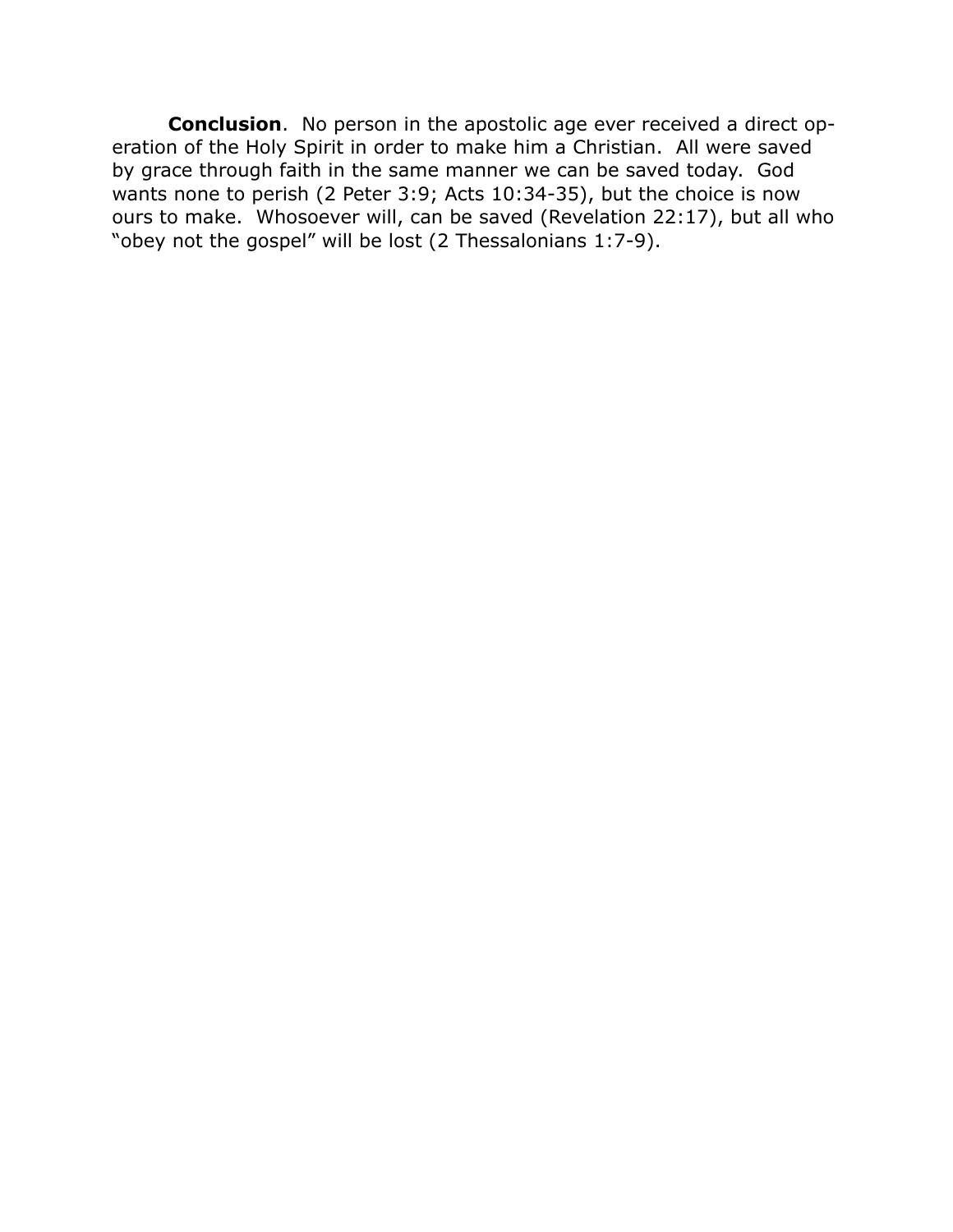**Conclusion**. No person in the apostolic age ever received a direct operation of the Holy Spirit in order to make him a Christian. All were saved by grace through faith in the same manner we can be saved today. God wants none to perish (2 Peter 3:9; Acts 10:34-35), but the choice is now ours to make. Whosoever will, can be saved (Revelation 22:17), but all who "obey not the gospel" will be lost (2 Thessalonians 1:7-9).